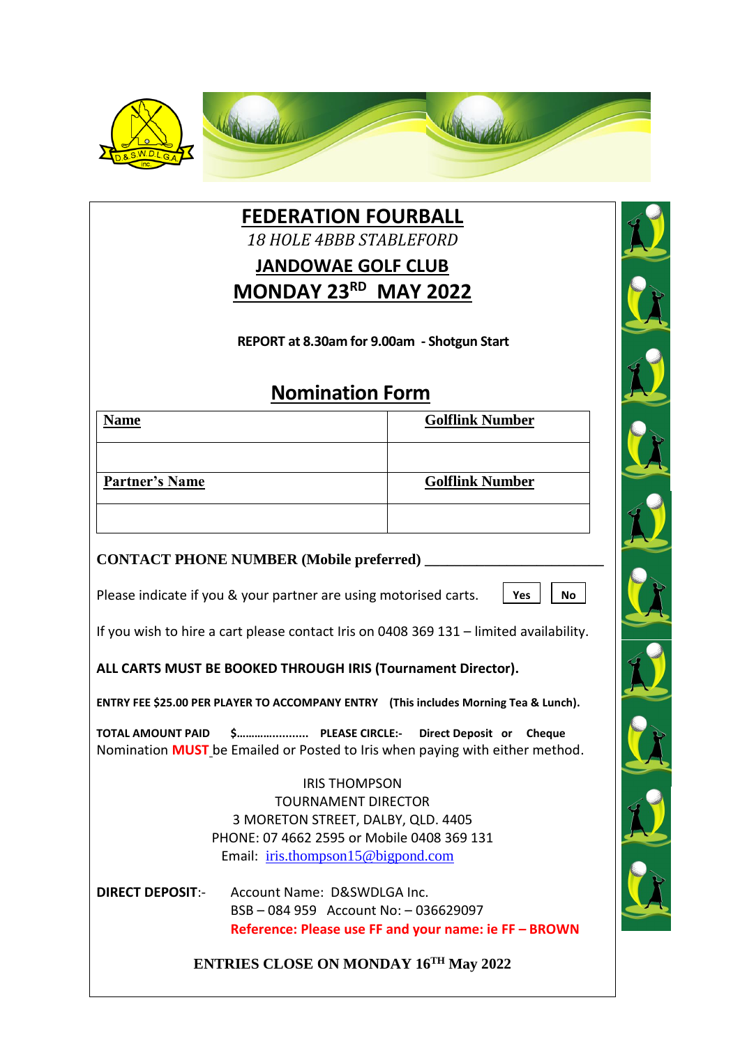# FEDERATION FOURBALL

*18 HOLE 4BBB STABLEFORD*

## JANDOWAE GOLF CLUB

## MONDAY 23RD MAY 2022

**REPORT at 8.30am for 9.00am - Shotgun Start**

## Nomination Form

| Name | Golflink Number |
|---|---|
| | |
| **Partner's Name** | **Golflink Number** |
| | |

**CONTACT PHONE NUMBER (Mobile preferred)** ________________________

Please indicate if you & your partner are using motorised carts. **Yes** **No**

If you wish to hire a cart please contact Iris on 0408 369 131 – limited availability.

**ALL CARTS MUST BE BOOKED THROUGH IRIS (Tournament Director).**

**ENTRY FEE $25.00 PER PLAYER TO ACCOMPANY ENTRY (This includes Morning Tea & Lunch).**

**TOTAL AMOUNT PAID $..................... PLEASE CIRCLE:- Direct Deposit or Cheque**

Nomination **MUST** be Emailed or Posted to Iris when paying with either method.

IRIS THOMPSON
TOURNAMENT DIRECTOR
3 MORETON STREET, DALBY, QLD. 4405
PHONE: 07 4662 2595 or Mobile 0408 369 131
Email: iris.thompson15@bigpond.com

**DIRECT DEPOSIT**:- Account Name: D&SWDLGA Inc.
BSB – 084 959 Account No: – 036629097
**Reference: Please use FF and your name: ie FF – BROWN**

**ENTRIES CLOSE ON MONDAY 16TH May 2022**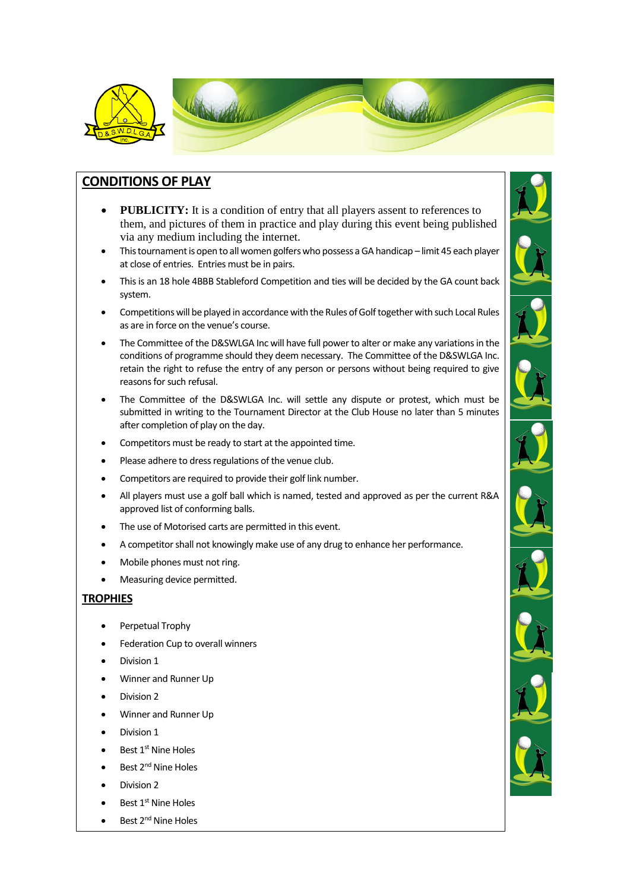## CONDITIONS OF PLAY

- **PUBLICITY:** It is a condition of entry that all players assent to references to them, and pictures of them in practice and play during this event being published via any medium including the internet.
- This tournament is open to all women golfers who possess a GA handicap – limit 45 each player at close of entries. Entries must be in pairs.
- This is an 18 hole 4BBB Stableford Competition and ties will be decided by the GA count back system.
- Competitions will be played in accordance with the Rules of Golf together with such Local Rules as are in force on the venue's course.
- The Committee of the D&SWLGA Inc will have full power to alter or make any variations in the conditions of programme should they deem necessary. The Committee of the D&SWLGA Inc. retain the right to refuse the entry of any person or persons without being required to give reasons for such refusal.
- The Committee of the D&SWLGA Inc. will settle any dispute or protest, which must be submitted in writing to the Tournament Director at the Club House no later than 5 minutes after completion of play on the day.
- Competitors must be ready to start at the appointed time.
- Please adhere to dress regulations of the venue club.
- Competitors are required to provide their golf link number.
- All players must use a golf ball which is named, tested and approved as per the current R&A approved list of conforming balls.
- The use of Motorised carts are permitted in this event.
- A competitor shall not knowingly make use of any drug to enhance her performance.
- Mobile phones must not ring.
- Measuring device permitted.

## TROPHIES

- Perpetual Trophy
- Federation Cup to overall winners
- Division 1
- Winner and Runner Up
- Division 2
- Winner and Runner Up
- Division 1
- Best 1st Nine Holes
- Best 2nd Nine Holes
- Division 2
- Best 1st Nine Holes
- Best 2nd Nine Holes